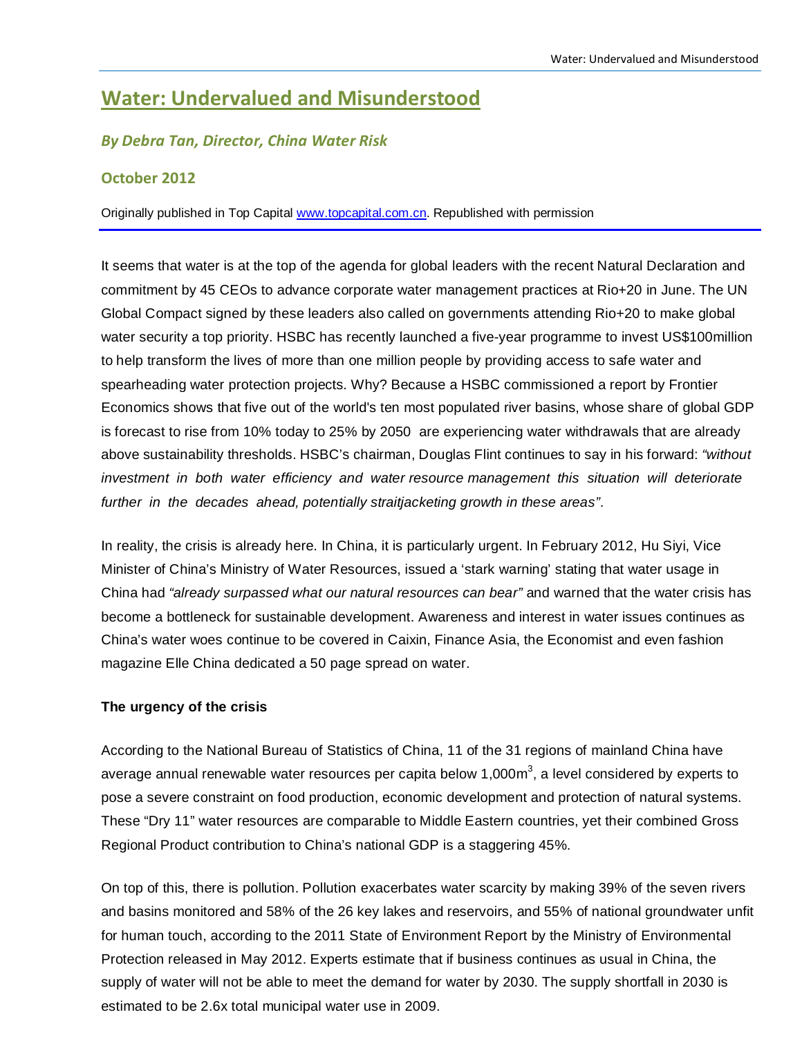# Water: Undervalued and Misunderstood

***By Debra Tan, Director, China Water Risk***

**October 2012**

Originally published in Top Capital [www.topcapital.com.cn](http://www.topcapital.com.cn). Republished with permission

It seems that water is at the top of the agenda for global leaders with the recent Natural Declaration and commitment by 45 CEOs to advance corporate water management practices at Rio+20 in June. The UN Global Compact signed by these leaders also called on governments attending Rio+20 to make global water security a top priority. HSBC has recently launched a five-year programme to invest US$100million to help transform the lives of more than one million people by providing access to safe water and spearheading water protection projects. Why? Because a HSBC commissioned a report by Frontier Economics shows that five out of the world's ten most populated river basins, whose share of global GDP is forecast to rise from 10% today to 25% by 2050 are experiencing water withdrawals that are already above sustainability thresholds. HSBC's chairman, Douglas Flint continues to say in his forward: *"without investment in both water efficiency and water resource management this situation will deteriorate further in the decades ahead, potentially straitjacketing growth in these areas"*.

In reality, the crisis is already here. In China, it is particularly urgent. In February 2012, Hu Siyi, Vice Minister of China's Ministry of Water Resources, issued a 'stark warning' stating that water usage in China had *"already surpassed what our natural resources can bear"* and warned that the water crisis has become a bottleneck for sustainable development. Awareness and interest in water issues continues as China's water woes continue to be covered in Caixin, Finance Asia, the Economist and even fashion magazine Elle China dedicated a 50 page spread on water.

**The urgency of the crisis**

According to the National Bureau of Statistics of China, 11 of the 31 regions of mainland China have average annual renewable water resources per capita below 1,000$m^3$, a level considered by experts to pose a severe constraint on food production, economic development and protection of natural systems. These "Dry 11" water resources are comparable to Middle Eastern countries, yet their combined Gross Regional Product contribution to China's national GDP is a staggering 45%.

On top of this, there is pollution. Pollution exacerbates water scarcity by making 39% of the seven rivers and basins monitored and 58% of the 26 key lakes and reservoirs, and 55% of national groundwater unfit for human touch, according to the 2011 State of Environment Report by the Ministry of Environmental Protection released in May 2012. Experts estimate that if business continues as usual in China, the supply of water will not be able to meet the demand for water by 2030. The supply shortfall in 2030 is estimated to be 2.6x total municipal water use in 2009.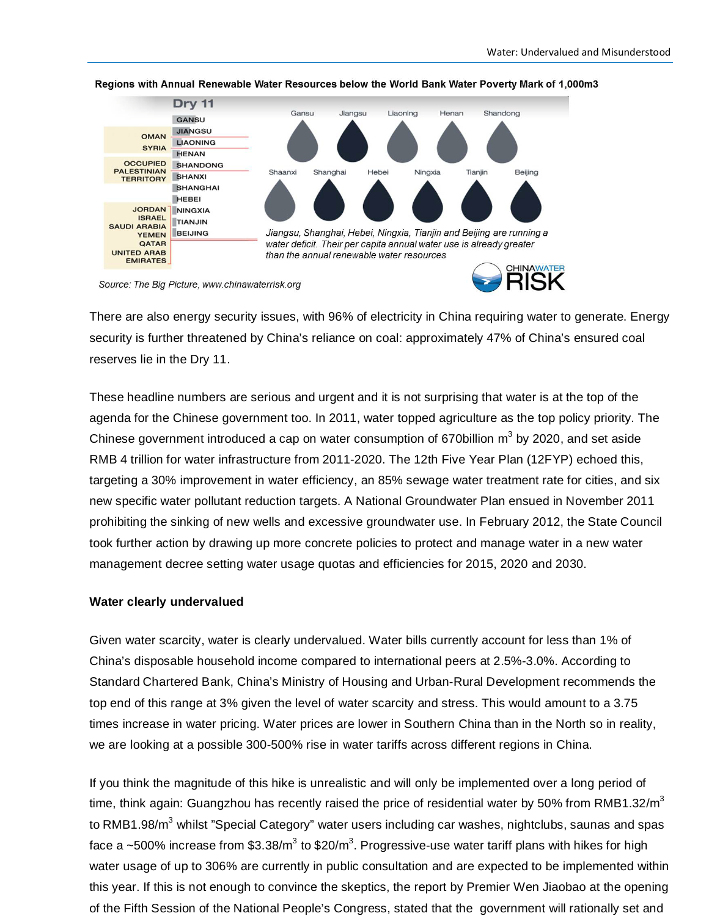**Regions with Annual Renewable Water Resources below the World Bank Water Poverty Mark of 1,000m3**

Dry 11

| Country | Dry 11 province |
| --- | --- |
| | GANSU |
| OMAN | JIANGSU |
| SYRIA | LIAONING |
| | HENAN |
| OCCUPIED PALESTINIAN TERRITORY | SHANDONG |
| | SHANXI |
| | SHANGHAI |
| | HEBEI |
| JORDAN | NINGXIA |
| ISRAEL | TIANJIN |
| SAUDI ARABIA | BEIJING |
| YEMEN | |
| QATAR | |
| UNITED ARAB EMIRATES | |

Gansu, Jiangsu, Liaoning, Henan, Shandong, Shaanxi, Shanghai, Hebei, Ningxia, Tianjin, Beijing

*Jiangsu, Shanghai, Hebei, Ningxia, Tianjin and Beijing are running a water deficit. Their per capita annual water use is already greater than the annual renewable water resources*

CHINAWATER RISK

*Source: The Big Picture, www.chinawaterrisk.org*

There are also energy security issues, with 96% of electricity in China requiring water to generate. Energy security is further threatened by China's reliance on coal: approximately 47% of China's ensured coal reserves lie in the Dry 11.

These headline numbers are serious and urgent and it is not surprising that water is at the top of the agenda for the Chinese government too. In 2011, water topped agriculture as the top policy priority. The Chinese government introduced a cap on water consumption of 670billion $m^3$ by 2020, and set aside RMB 4 trillion for water infrastructure from 2011-2020. The 12th Five Year Plan (12FYP) echoed this, targeting a 30% improvement in water efficiency, an 85% sewage water treatment rate for cities, and six new specific water pollutant reduction targets. A National Groundwater Plan ensued in November 2011 prohibiting the sinking of new wells and excessive groundwater use. In February 2012, the State Council took further action by drawing up more concrete policies to protect and manage water in a new water management decree setting water usage quotas and efficiencies for 2015, 2020 and 2030.

**Water clearly undervalued**

Given water scarcity, water is clearly undervalued. Water bills currently account for less than 1% of China's disposable household income compared to international peers at 2.5%-3.0%. According to Standard Chartered Bank, China's Ministry of Housing and Urban-Rural Development recommends the top end of this range at 3% given the level of water scarcity and stress. This would amount to a 3.75 times increase in water pricing. Water prices are lower in Southern China than in the North so in reality, we are looking at a possible 300-500% rise in water tariffs across different regions in China.

If you think the magnitude of this hike is unrealistic and will only be implemented over a long period of time, think again: Guangzhou has recently raised the price of residential water by 50% from RMB1.32/$m^3$ to RMB1.98/$m^3$ whilst "Special Category" water users including car washes, nightclubs, saunas and spas face a ~500% increase from \$3.38/$m^3$ to \$20/$m^3$. Progressive-use water tariff plans with hikes for high water usage of up to 306% are currently in public consultation and are expected to be implemented within this year. If this is not enough to convince the skeptics, the report by Premier Wen Jiaobao at the opening of the Fifth Session of the National People's Congress, stated that the government will rationally set and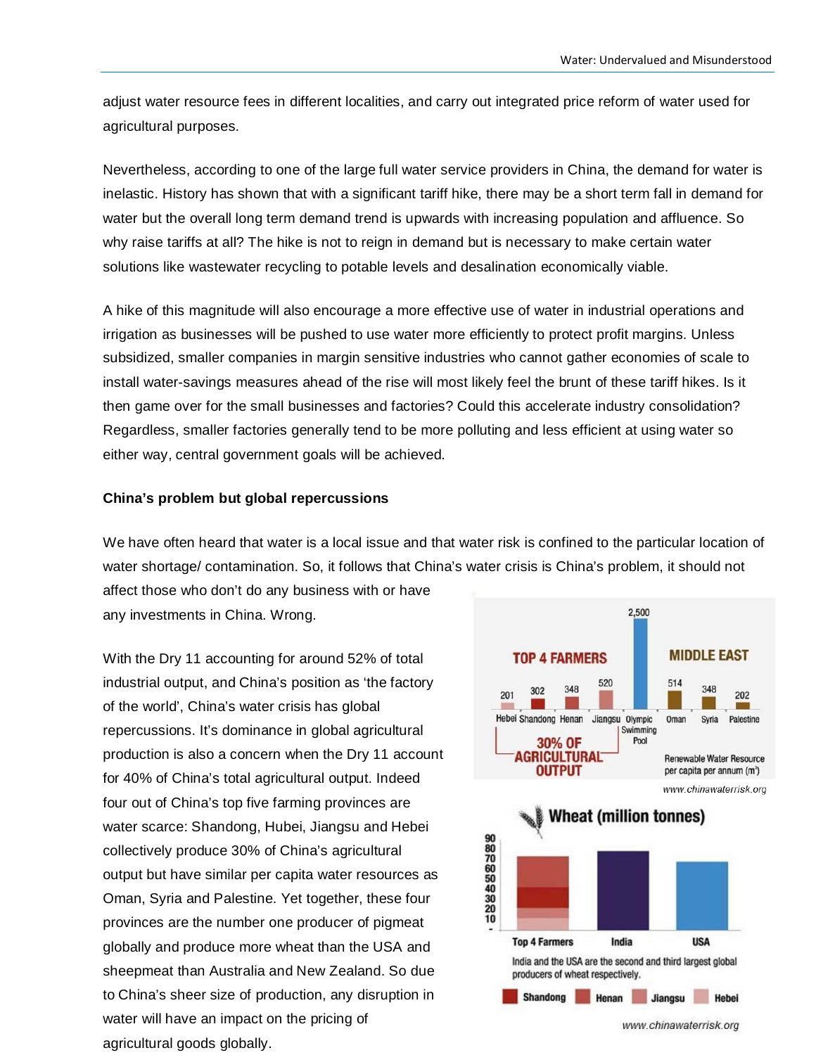adjust water resource fees in different localities, and carry out integrated price reform of water used for agricultural purposes.

Nevertheless, according to one of the large full water service providers in China, the demand for water is inelastic. History has shown that with a significant tariff hike, there may be a short term fall in demand for water but the overall long term demand trend is upwards with increasing population and affluence. So why raise tariffs at all? The hike is not to reign in demand but is necessary to make certain water solutions like wastewater recycling to potable levels and desalination economically viable.

A hike of this magnitude will also encourage a more effective use of water in industrial operations and irrigation as businesses will be pushed to use water more efficiently to protect profit margins. Unless subsidized, smaller companies in margin sensitive industries who cannot gather economies of scale to install water-savings measures ahead of the rise will most likely feel the brunt of these tariff hikes. Is it then game over for the small businesses and factories? Could this accelerate industry consolidation? Regardless, smaller factories generally tend to be more polluting and less efficient at using water so either way, central government goals will be achieved.

**China's problem but global repercussions**

We have often heard that water is a local issue and that water risk is confined to the particular location of water shortage/ contamination. So, it follows that China's water crisis is China's problem, it should not affect those who don't do any business with or have any investments in China. Wrong.

With the Dry 11 accounting for around 52% of total industrial output, and China's position as 'the factory of the world', China's water crisis has global repercussions. It's dominance in global agricultural production is also a concern when the Dry 11 account for 40% of China's total agricultural output. Indeed four out of China's top five farming provinces are water scarce: Shandong, Hubei, Jiangsu and Hebei collectively produce 30% of China's agricultural output but have similar per capita water resources as Oman, Syria and Palestine. Yet together, these four provinces are the number one producer of pigmeat globally and produce more wheat than the USA and sheepmeat than Australia and New Zealand. So due to China's sheer size of production, any disruption in water will have an impact on the pricing of agricultural goods globally.

TOP 4 FARMERS — 30% OF AGRICULTURAL OUTPUT | MIDDLE EAST

| Hebei | Shandong | Henan | Jiangsu | Olympic Swimming Pool | Oman | Syria | Palestine |
|---|---|---|---|---|---|---|---|
| 201 | 302 | 348 | 520 | 2,500 | 514 | 348 | 202 |

Renewable Water Resource per capita per annum ($m^3$)

www.chinawaterrisk.org

**Wheat (million tonnes)**

Top 4 Farmers | India | USA

India and the USA are the second and third largest global producers of wheat respectively.

Shandong, Henan, Jiangsu, Hebei

www.chinawaterrisk.org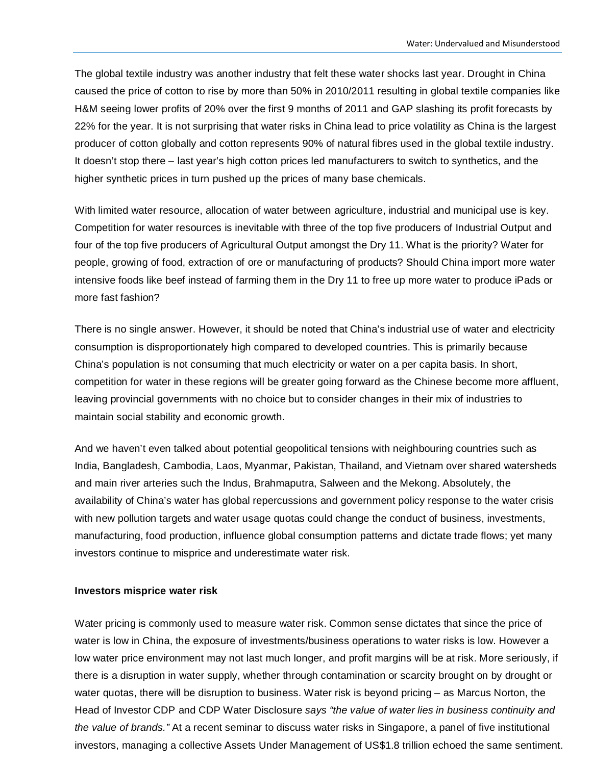The global textile industry was another industry that felt these water shocks last year. Drought in China caused the price of cotton to rise by more than 50% in 2010/2011 resulting in global textile companies like H&M seeing lower profits of 20% over the first 9 months of 2011 and GAP slashing its profit forecasts by 22% for the year. It is not surprising that water risks in China lead to price volatility as China is the largest producer of cotton globally and cotton represents 90% of natural fibres used in the global textile industry. It doesn't stop there – last year's high cotton prices led manufacturers to switch to synthetics, and the higher synthetic prices in turn pushed up the prices of many base chemicals.

With limited water resource, allocation of water between agriculture, industrial and municipal use is key. Competition for water resources is inevitable with three of the top five producers of Industrial Output and four of the top five producers of Agricultural Output amongst the Dry 11. What is the priority? Water for people, growing of food, extraction of ore or manufacturing of products? Should China import more water intensive foods like beef instead of farming them in the Dry 11 to free up more water to produce iPads or more fast fashion?

There is no single answer. However, it should be noted that China's industrial use of water and electricity consumption is disproportionately high compared to developed countries. This is primarily because China's population is not consuming that much electricity or water on a per capita basis. In short, competition for water in these regions will be greater going forward as the Chinese become more affluent, leaving provincial governments with no choice but to consider changes in their mix of industries to maintain social stability and economic growth.

And we haven't even talked about potential geopolitical tensions with neighbouring countries such as India, Bangladesh, Cambodia, Laos, Myanmar, Pakistan, Thailand, and Vietnam over shared watersheds and main river arteries such the Indus, Brahmaputra, Salween and the Mekong. Absolutely, the availability of China's water has global repercussions and government policy response to the water crisis with new pollution targets and water usage quotas could change the conduct of business, investments, manufacturing, food production, influence global consumption patterns and dictate trade flows; yet many investors continue to misprice and underestimate water risk.

**Investors misprice water risk**

Water pricing is commonly used to measure water risk. Common sense dictates that since the price of water is low in China, the exposure of investments/business operations to water risks is low. However a low water price environment may not last much longer, and profit margins will be at risk. More seriously, if there is a disruption in water supply, whether through contamination or scarcity brought on by drought or water quotas, there will be disruption to business. Water risk is beyond pricing – as Marcus Norton, the Head of Investor CDP and CDP Water Disclosure *says "the value of water lies in business continuity and the value of brands."* At a recent seminar to discuss water risks in Singapore, a panel of five institutional investors, managing a collective Assets Under Management of US$1.8 trillion echoed the same sentiment.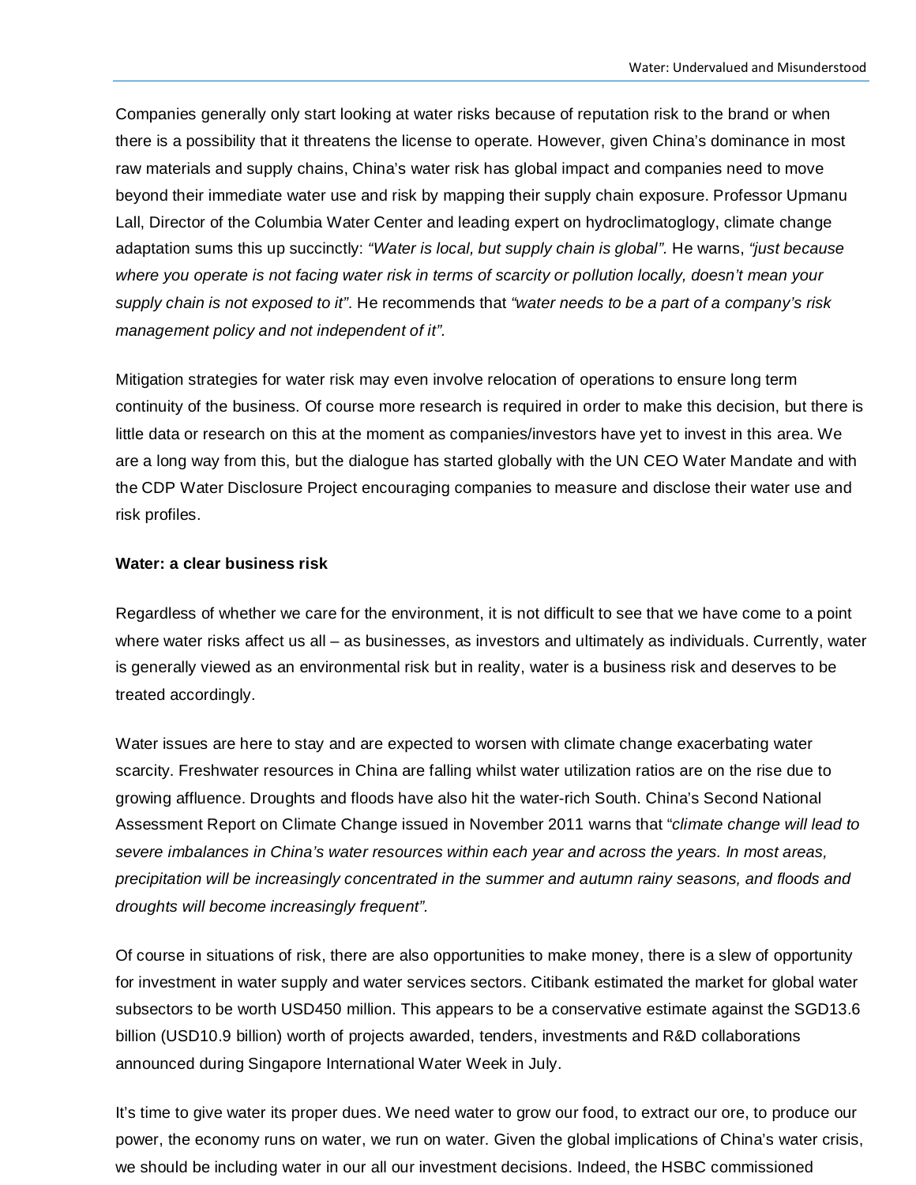Companies generally only start looking at water risks because of reputation risk to the brand or when there is a possibility that it threatens the license to operate. However, given China's dominance in most raw materials and supply chains, China's water risk has global impact and companies need to move beyond their immediate water use and risk by mapping their supply chain exposure. Professor Upmanu Lall, Director of the Columbia Water Center and leading expert on hydroclimatoglogy, climate change adaptation sums this up succinctly: *"Water is local, but supply chain is global".* He warns, *"just because where you operate is not facing water risk in terms of scarcity or pollution locally, doesn't mean your supply chain is not exposed to it"*. He recommends that *"water needs to be a part of a company's risk management policy and not independent of it".*

Mitigation strategies for water risk may even involve relocation of operations to ensure long term continuity of the business. Of course more research is required in order to make this decision, but there is little data or research on this at the moment as companies/investors have yet to invest in this area. We are a long way from this, but the dialogue has started globally with the UN CEO Water Mandate and with the CDP Water Disclosure Project encouraging companies to measure and disclose their water use and risk profiles.

**Water: a clear business risk**

Regardless of whether we care for the environment, it is not difficult to see that we have come to a point where water risks affect us all – as businesses, as investors and ultimately as individuals. Currently, water is generally viewed as an environmental risk but in reality, water is a business risk and deserves to be treated accordingly.

Water issues are here to stay and are expected to worsen with climate change exacerbating water scarcity. Freshwater resources in China are falling whilst water utilization ratios are on the rise due to growing affluence. Droughts and floods have also hit the water-rich South. China's Second National Assessment Report on Climate Change issued in November 2011 warns that "*climate change will lead to severe imbalances in China's water resources within each year and across the years. In most areas, precipitation will be increasingly concentrated in the summer and autumn rainy seasons, and floods and droughts will become increasingly frequent".*

Of course in situations of risk, there are also opportunities to make money, there is a slew of opportunity for investment in water supply and water services sectors. Citibank estimated the market for global water subsectors to be worth USD450 million. This appears to be a conservative estimate against the SGD13.6 billion (USD10.9 billion) worth of projects awarded, tenders, investments and R&D collaborations announced during Singapore International Water Week in July.

It's time to give water its proper dues. We need water to grow our food, to extract our ore, to produce our power, the economy runs on water, we run on water. Given the global implications of China's water crisis, we should be including water in our all our investment decisions. Indeed, the HSBC commissioned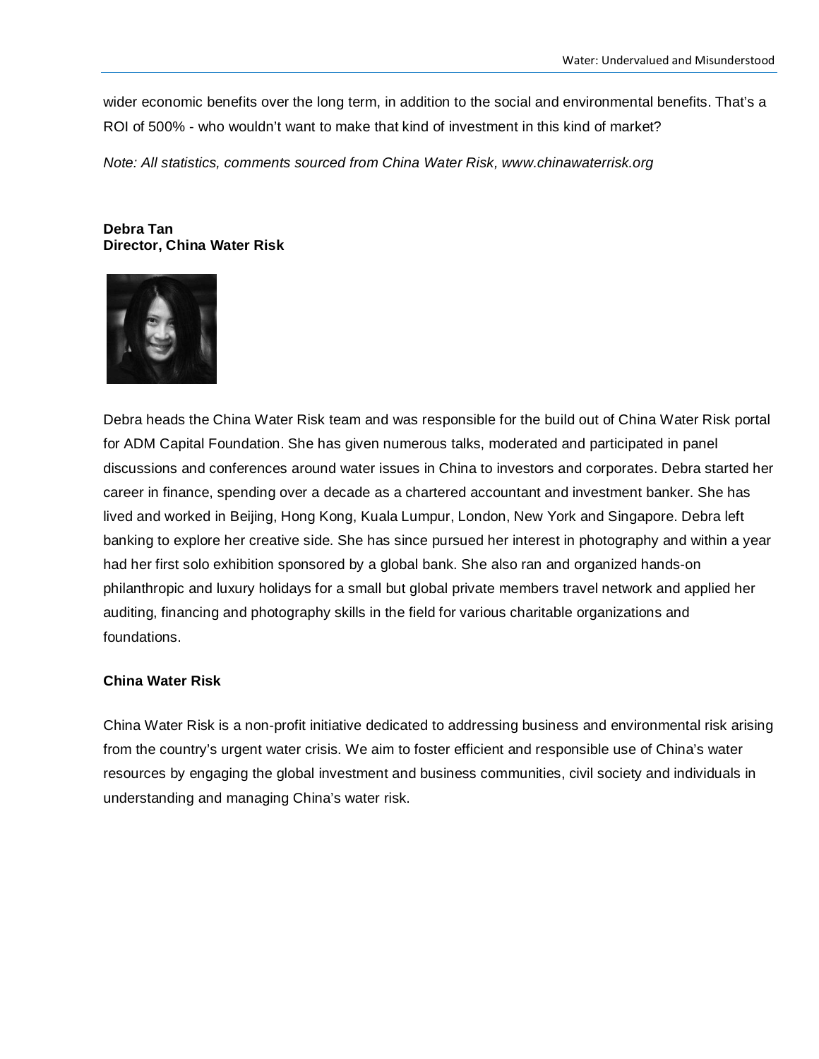wider economic benefits over the long term, in addition to the social and environmental benefits. That's a ROI of 500% - who wouldn't want to make that kind of investment in this kind of market?

*Note: All statistics, comments sourced from China Water Risk, www.chinawaterrisk.org*

**Debra Tan**
**Director, China Water Risk**

Debra heads the China Water Risk team and was responsible for the build out of China Water Risk portal for ADM Capital Foundation. She has given numerous talks, moderated and participated in panel discussions and conferences around water issues in China to investors and corporates. Debra started her career in finance, spending over a decade as a chartered accountant and investment banker. She has lived and worked in Beijing, Hong Kong, Kuala Lumpur, London, New York and Singapore. Debra left banking to explore her creative side. She has since pursued her interest in photography and within a year had her first solo exhibition sponsored by a global bank. She also ran and organized hands-on philanthropic and luxury holidays for a small but global private members travel network and applied her auditing, financing and photography skills in the field for various charitable organizations and foundations.

**China Water Risk**

China Water Risk is a non-profit initiative dedicated to addressing business and environmental risk arising from the country's urgent water crisis. We aim to foster efficient and responsible use of China's water resources by engaging the global investment and business communities, civil society and individuals in understanding and managing China's water risk.